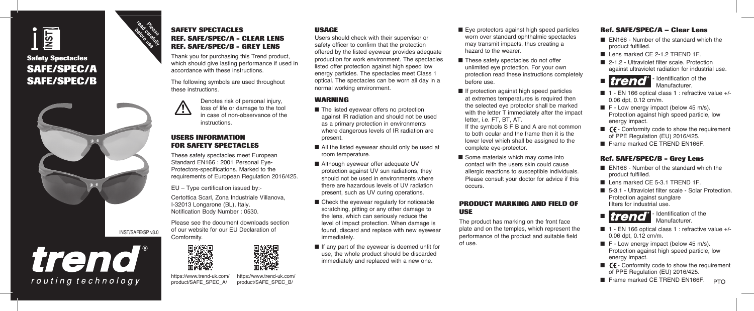# Safety Spectacles

# SAFE/SPEC/A
# SAFE/SPEC/B

Please read carefully before use

INST/SAFE/SP v3.0

trend® routing technology

## SAFETY SPECTACLES
## REF. SAFE/SPEC/A - CLEAR LENS
## REF. SAFE/SPEC/B - GREY LENS

Thank you for purchasing this Trend product, which should give lasting performance if used in accordance with these instructions.

The following symbols are used throughout these instructions.

⚠ Denotes risk of personal injury, loss of life or damage to the tool in case of non-observance of the instructions.

## USERS INFORMATION FOR SAFETY SPECTACLES

These safety spectacles meet European Standard EN166 : 2001 Personal Eye-Protectors-specifications. Marked to the requirements of European Regulation 2016/425.

EU – Type certification issued by:-

Certottica Scarl, Zona Industriale Villanova, I-32013 Longarone (BL), Italy. Notification Body Number : 0530.

Please see the document downloads section of our website for our EU Declaration of Comformity.

https://www.trend-uk.com/product/SAFE_SPEC_A/

https://www.trend-uk.com/product/SAFE_SPEC_B/

## USAGE

Users should check with their supervisor or safety officer to confirm that the protection offered by the listed eyewear provides adequate production for work environment. The spectacles listed offer protection against high speed low energy particles. The spectacles meet Class 1 optical. The spectacles can be worn all day in a normal working environment.

## WARNING

- The listed eyewear offers no protection against IR radiation and should not be used as a primary protection in environments where dangerous levels of IR radiation are present.
- All the listed eyewear should only be used at room temperature.
- Although eyewear offer adequate UV protection against UV sun radiations, they should not be used in environments where there are hazardous levels of UV radiation present, such as UV curing operations.
- Check the eyewear regularly for noticeable scratching, pitting or any other damage to the lens, which can seriously reduce the level of impact protection. When damage is found, discard and replace with new eyewear immediately.
- If any part of the eyewear is deemed unfit for use, the whole product should be discarded immediately and replaced with a new one.
- Eye protectors against high speed particles worn over standard ophthalmic spectacles may transmit impacts, thus creating a hazard to the wearer.
- These safety spectacles do not offer unlimited eye protection. For your own protection read these instructions completely before use.
- If protection against high speed particles at extremes temperatures is required then the selected eye protector shall be marked with the letter T immediately after the impact letter, i.e. FT, BT, AT. If the symbols S F B and A are not common to both ocular and the frame then it is the lower level which shall be assigned to the complete eye-protector.
- Some materials which may come into contact with the users skin could cause allergic reactions to susceptible individuals. Please consult your doctor for advice if this occurs.

## PRODUCT MARKING AND FIELD OF USE

The product has marking on the front face plate and on the temples, which represent the performance of the product and suitable field of use.

### Ref. SAFE/SPEC/A – Clear Lens

- EN166 - Number of the standard which the product fulfilled.
- Lens marked CE 2-1.2 TREND 1F.
- 2-1.2 - Ultraviolet filter scale. Protection against ultraviolet radiation for industrial use.
- trend - Identification of the Manufacturer.
- 1 - EN 166 optical class 1 : refractive value +/- 0.06 dpt, 0.12 cm/m.
- F - Low energy impact (below 45 m/s). Protection against high speed particle, low energy impact.
- CE - Conformity code to show the requirement of PPE Regulation (EU) 2016/425.
- Frame marked CE TREND EN166F.

### Ref. SAFE/SPEC/B - Grey Lens

- EN166 - Number of the standard which the product fulfilled.
- Lens marked CE 5-3.1 TREND 1F.
- 5-3.1 - Ultraviolet filter scale - Solar Protection. Protection against sunglare filters for industrial use.
- trend - Identification of the Manufacturer.
- 1 - EN 166 optical class 1 : refractive value +/- 0.06 dpt, 0.12 cm/m.
- F - Low energy impact (below 45 m/s). Protection against high speed particle, low energy impact.
- CE - Conformity code to show the requirement of PPE Regulation (EU) 2016/425.
- Frame marked CE TREND EN166F.

PTO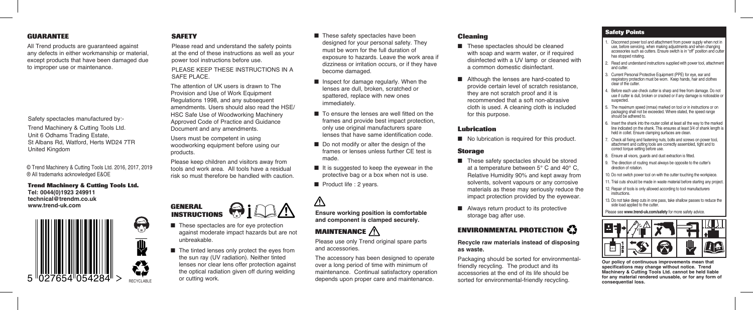## GUARANTEE

All Trend products are guaranteed against any defects in either workmanship or material, except products that have been damaged due to improper use or maintenance.

Safety spectacles manufactured by:-

Trend Machinery & Cutting Tools Ltd.
Unit 6 Odhams Trading Estate,
St Albans Rd, Watford, Herts WD24 7TR
United Kingdom

© Trend Machinery & Cutting Tools Ltd. 2016, 2017, 2019
® All trademarks acknowledged E&OE

**Trend Machinery & Cutting Tools Ltd.**
**Tel: 0044(0)1923 249911**
**technical@trendm.co.uk**
**www.trend-uk.com**

5 027654 054284 >

RECYCLABLE

## SAFETY

Please read and understand the safety points at the end of these instructions as well as your power tool instructions before use.

PLEASE KEEP THESE INSTRUCTIONS IN A SAFE PLACE.

The attention of UK users is drawn to The Provision and Use of Work Equipment Regulations 1998, and any subsequent amendments. Users should also read the HSE/HSC Safe Use of Woodworking Machinery Approved Code of Practice and Guidance Document and any amendments.

Users must be competent in using woodworking equipment before using our products.

Please keep children and visitors away from tools and work area. All tools have a residual risk so must therefore be handled with caution.

## GENERAL INSTRUCTIONS

- These spectacles are for eye protection against moderate impact hazards but are not unbreakable.
- The tinted lenses only protect the eyes from the sun ray (UV radiation). Neither tinted lenses nor clear lens offer protection against the optical radiation given off during welding or cutting work.
- These safety spectacles have been designed for your personal safety. They must be worn for the full duration of exposure to hazards. Leave the work area if dizziness or irritation occurs, or if they have become damaged.
- Inspect for damage regularly. When the lenses are dull, broken, scratched or spattered, replace with new ones immediately.
- To ensure the lenses are well fitted on the frames and provide best impact protection, only use original manufacturers spare lenses that have same identification code.
- Do not modify or alter the design of the frames or lenses unless further CE test is made.
- It is suggested to keep the eyewear in the protective bag or a box when not is use.
- Product life : 2 years.

**Ensure working position is comfortable and component is clamped securely.**

## MAINTENANCE

Please use only Trend original spare parts and accessories.

The accessory has been designed to operate over a long period of time with minimum of maintenance. Continual satisfactory operation depends upon proper care and maintenance.

### Cleaning

- These spectacles should be cleaned with soap and warm water, or if required disinfected with a UV lamp or cleaned with a common domestic disinfectant.
- Although the lenses are hard-coated to provide certain level of scratch resistance, they are not scratch proof and it is recommended that a soft non-abrasive cloth is used. A cleaning cloth is included for this purpose.

### Lubrication

- No lubrication is required for this product.

### Storage

- These safety spectacles should be stored at a temperature between 5° C and 40° C, Relative Humidity 90% and kept away from solvents, solvent vapours or any corrosive materials as these may seriously reduce the impact protection provided by the eyewear.
- Always return product to its protective storage bag after use.

## ENVIRONMENTAL PROTECTION

**Recycle raw materials instead of disposing as waste.**

Packaging should be sorted for environmental-friendly recycling. The product and its accessories at the end of its life should be sorted for environmental-friendly recycling.

## Safety Points

1. Disconnect power tool and attachment from power supply when not in use, before servicing, when making adjustments and when changing accessories such as cutters. Ensure switch is in "off" position and cutter has stopped rotating.
2. Read and understand instructions supplied with power tool, attachment and cutter.
3. Current Personal Protective Equipment (PPE) for eye, ear and respiratory protection must be worn. Keep hands, hair and clothes clear of the cutter.
4. Before each use check cutter is sharp and free from damage. Do not use if cutter is dull, broken or cracked or if any damage is noticeable or suspected.
5. The maximum speed (nmax) marked on tool or in instructions or on packaging shall not be exceeded. Where stated, the speed range should be adhered to.
6. Insert the shank into the router collet at least all the way to the marked line indicated on the shank. This ensures at least 3/4 of shank length is held in collet. Ensure clamping surfaces are clean.
7. Check all fixing and fastening nuts, bolts and screws on power tool, attachment and cutting tools are correctly assembled, tight and to correct torque setting before use.
8. Ensure all visors, guards and dust extraction is fitted.
9. The direction of routing must always be opposite to the cutter's direction of rotation.
10. Do not switch power tool on with the cutter touching the workpiece.
11. Trial cuts should be made in waste material before starting any project.
12. Repair of tools is only allowed according to tool manufacturers instructions.
13. Do not take deep cuts in one pass, take shallow passes to reduce the side load applied to the cutter.

Please see **www.trend-uk.com/safety** for more safety advice.

**Our policy of continuous improvements mean that specifications may change without notice. Trend Machinery & Cutting Tools Ltd. cannot be held liable for any material rendered unusable, or for any form of consequential loss.**